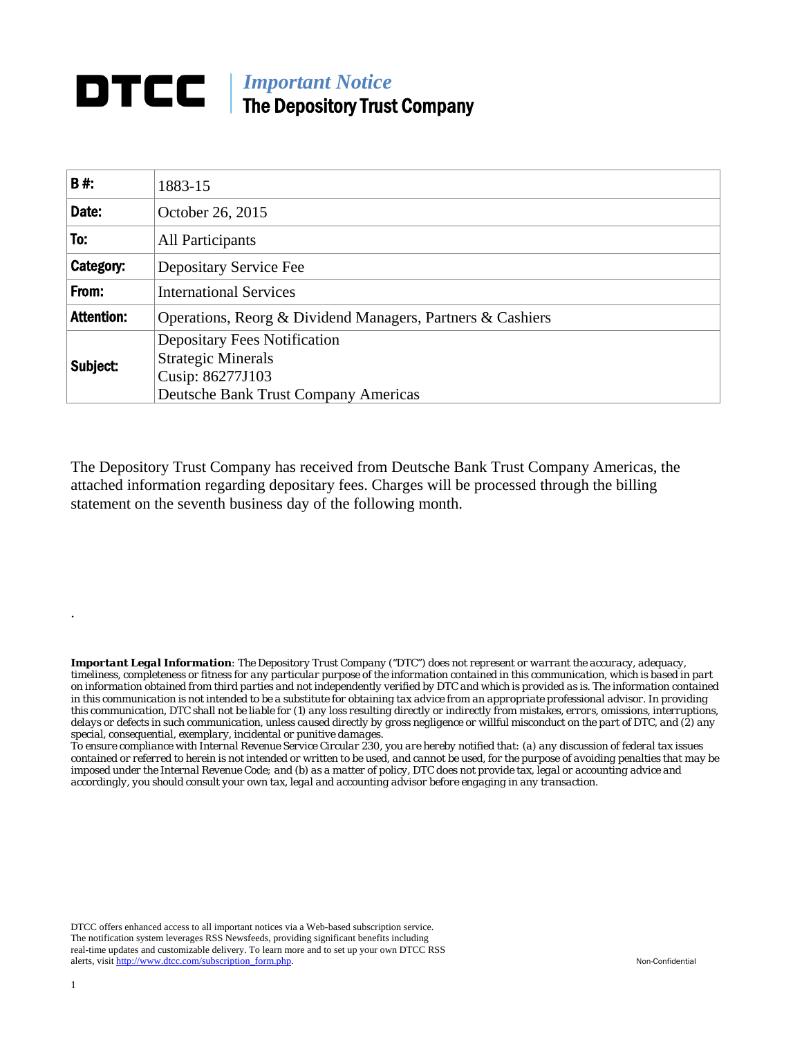# DTCC

***Important Notice***
**The Depository Trust Company**

| **B #:** | 1883-15 |
|---|---|
| **Date:** | October 26, 2015 |
| **To:** | All Participants |
| **Category:** | Depositary Service Fee |
| **From:** | International Services |
| **Attention:** | Operations, Reorg & Dividend Managers, Partners & Cashiers |
| **Subject:** | Depositary Fees Notification<br>Strategic Minerals<br>Cusip: 86277J103<br>Deutsche Bank Trust Company Americas |

The Depository Trust Company has received from Deutsche Bank Trust Company Americas, the attached information regarding depositary fees. Charges will be processed through the billing statement on the seventh business day of the following month.

.

***Important Legal Information**: The Depository Trust Company ("DTC") does not represent or warrant the accuracy, adequacy, timeliness, completeness or fitness for any particular purpose of the information contained in this communication, which is based in part on information obtained from third parties and not independently verified by DTC and which is provided as is. The information contained in this communication is not intended to be a substitute for obtaining tax advice from an appropriate professional advisor. In providing this communication, DTC shall not be liable for (1) any loss resulting directly or indirectly from mistakes, errors, omissions, interruptions, delays or defects in such communication, unless caused directly by gross negligence or willful misconduct on the part of DTC, and (2) any special, consequential, exemplary, incidental or punitive damages.*

*To ensure compliance with Internal Revenue Service Circular 230, you are hereby notified that: (a) any discussion of federal tax issues contained or referred to herein is not intended or written to be used, and cannot be used, for the purpose of avoiding penalties that may be imposed under the Internal Revenue Code; and (b) as a matter of policy, DTC does not provide tax, legal or accounting advice and accordingly, you should consult your own tax, legal and accounting advisor before engaging in any transaction.*

DTCC offers enhanced access to all important notices via a Web-based subscription service. The notification system leverages RSS Newsfeeds, providing significant benefits including real-time updates and customizable delivery. To learn more and to set up your own DTCC RSS alerts, visit http://www.dtcc.com/subscription_form.php.

Non-Confidential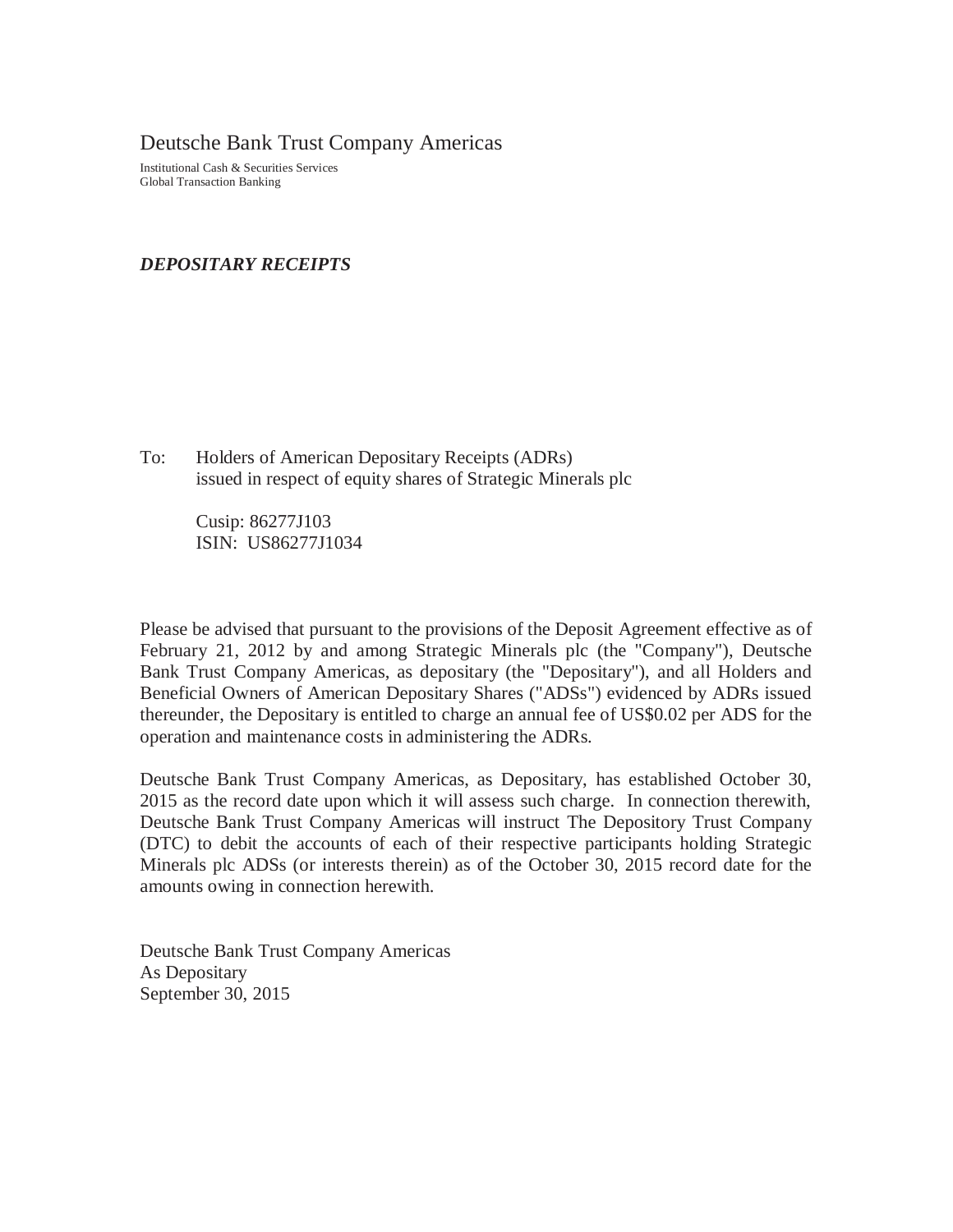Deutsche Bank Trust Company Americas

Institutional Cash & Securities Services
Global Transaction Banking

***DEPOSITARY RECEIPTS***

To: Holders of American Depositary Receipts (ADRs)
issued in respect of equity shares of Strategic Minerals plc

Cusip: 86277J103
ISIN: US86277J1034

Please be advised that pursuant to the provisions of the Deposit Agreement effective as of February 21, 2012 by and among Strategic Minerals plc (the "Company"), Deutsche Bank Trust Company Americas, as depositary (the "Depositary"), and all Holders and Beneficial Owners of American Depositary Shares ("ADSs") evidenced by ADRs issued thereunder, the Depositary is entitled to charge an annual fee of US$0.02 per ADS for the operation and maintenance costs in administering the ADRs.

Deutsche Bank Trust Company Americas, as Depositary, has established October 30, 2015 as the record date upon which it will assess such charge. In connection therewith, Deutsche Bank Trust Company Americas will instruct The Depository Trust Company (DTC) to debit the accounts of each of their respective participants holding Strategic Minerals plc ADSs (or interests therein) as of the October 30, 2015 record date for the amounts owing in connection herewith.

Deutsche Bank Trust Company Americas
As Depositary
September 30, 2015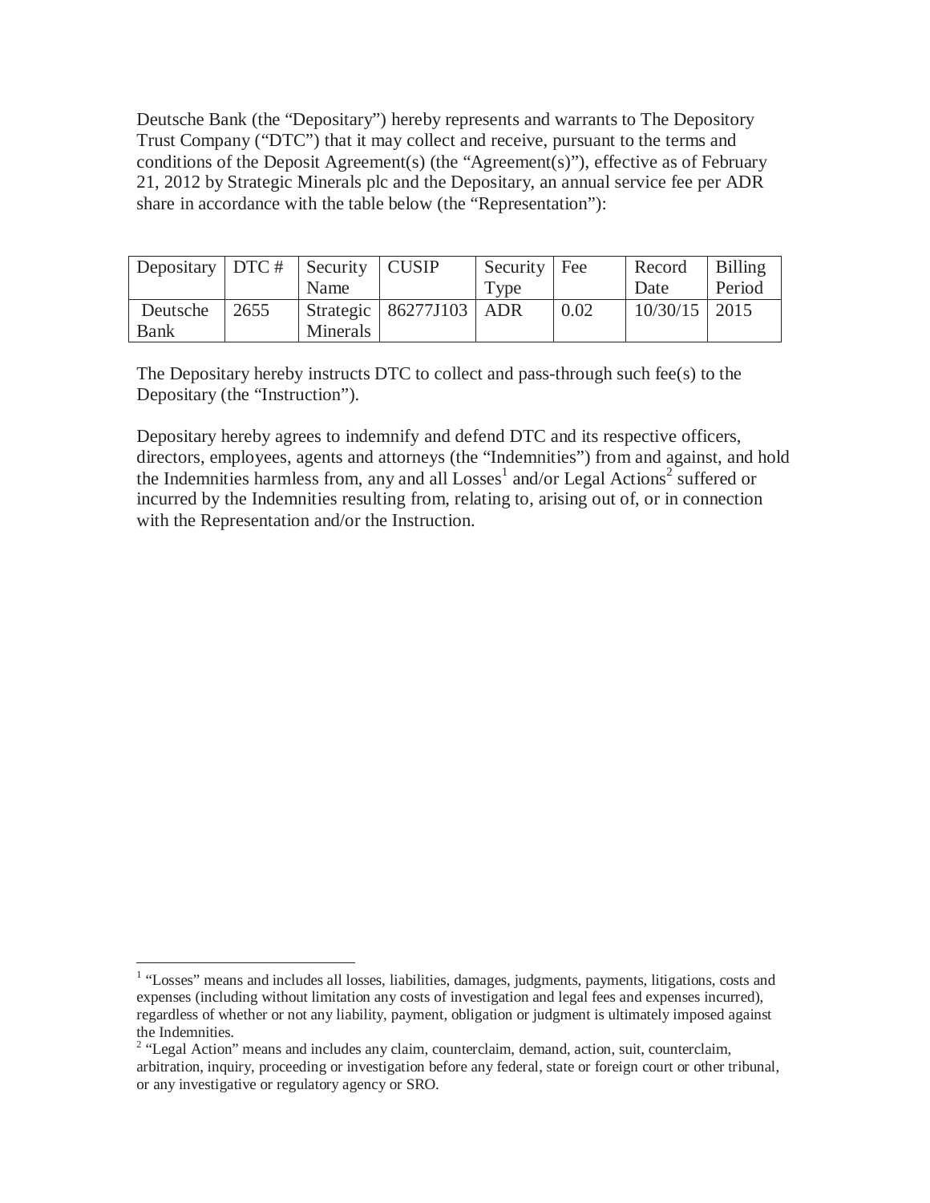Deutsche Bank (the “Depositary”) hereby represents and warrants to The Depository Trust Company (“DTC”) that it may collect and receive, pursuant to the terms and conditions of the Deposit Agreement(s) (the “Agreement(s)”), effective as of February 21, 2012 by Strategic Minerals plc and the Depositary, an annual service fee per ADR share in accordance with the table below (the “Representation”):

| Depositary | DTC # | Security Name | CUSIP | Security Type | Fee | Record Date | Billing Period |
|---|---|---|---|---|---|---|---|
| Deutsche Bank | 2655 | Strategic Minerals | 86277J103 | ADR | 0.02 | 10/30/15 | 2015 |

The Depositary hereby instructs DTC to collect and pass-through such fee(s) to the Depositary (the “Instruction”).

Depositary hereby agrees to indemnify and defend DTC and its respective officers, directors, employees, agents and attorneys (the “Indemnities”) from and against, and hold the Indemnities harmless from, any and all Losses[1] and/or Legal Actions[2] suffered or incurred by the Indemnities resulting from, relating to, arising out of, or in connection with the Representation and/or the Instruction.

---

[1] “Losses” means and includes all losses, liabilities, damages, judgments, payments, litigations, costs and expenses (including without limitation any costs of investigation and legal fees and expenses incurred), regardless of whether or not any liability, payment, obligation or judgment is ultimately imposed against the Indemnities.

[2] “Legal Action” means and includes any claim, counterclaim, demand, action, suit, counterclaim, arbitration, inquiry, proceeding or investigation before any federal, state or foreign court or other tribunal, or any investigative or regulatory agency or SRO.